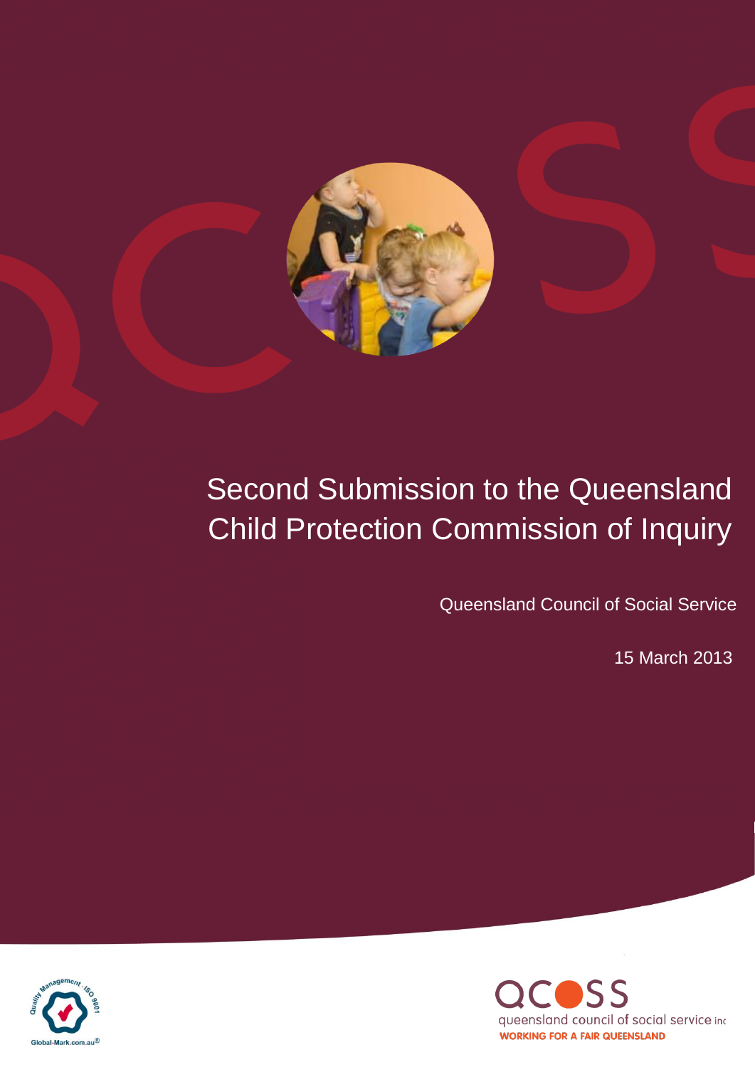# Second Submission to the Queensland Child Protection Commission of Inquiry

Queensland Council of Social Service

15 March 2013

QCOSS
queensland council of social service inc
WORKING FOR A FAIR QUEENSLAND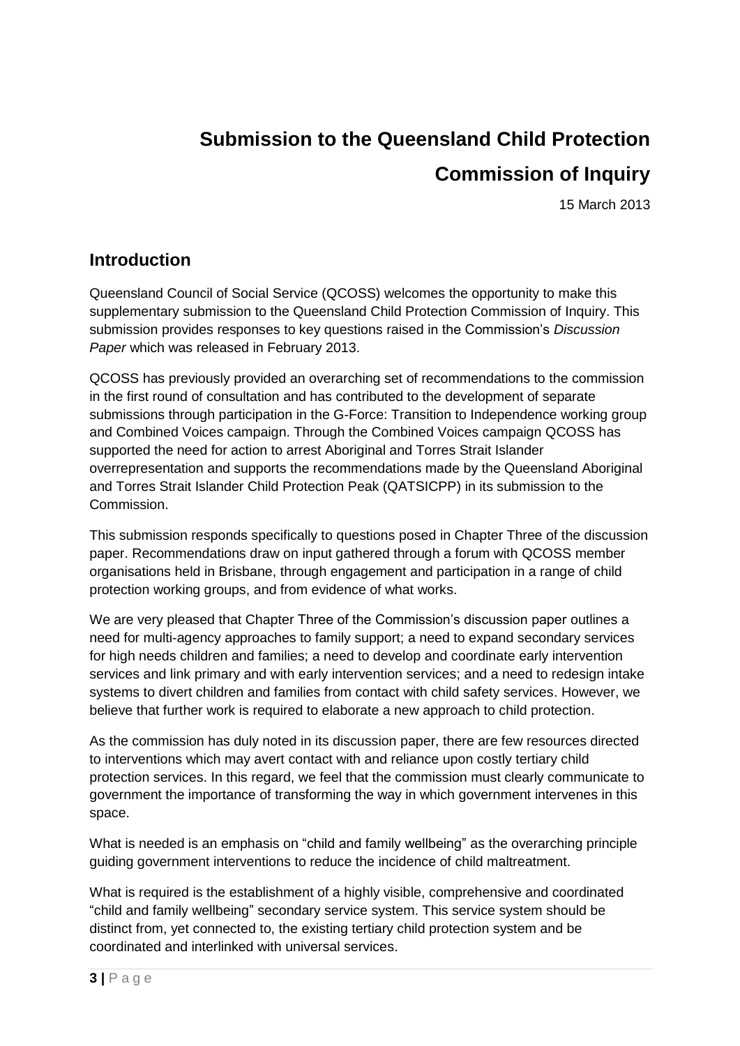# Submission to the Queensland Child Protection Commission of Inquiry

15 March 2013

## Introduction

Queensland Council of Social Service (QCOSS) welcomes the opportunity to make this supplementary submission to the Queensland Child Protection Commission of Inquiry. This submission provides responses to key questions raised in the Commission's *Discussion Paper* which was released in February 2013.

QCOSS has previously provided an overarching set of recommendations to the commission in the first round of consultation and has contributed to the development of separate submissions through participation in the G-Force: Transition to Independence working group and Combined Voices campaign. Through the Combined Voices campaign QCOSS has supported the need for action to arrest Aboriginal and Torres Strait Islander overrepresentation and supports the recommendations made by the Queensland Aboriginal and Torres Strait Islander Child Protection Peak (QATSICPP) in its submission to the Commission.

This submission responds specifically to questions posed in Chapter Three of the discussion paper. Recommendations draw on input gathered through a forum with QCOSS member organisations held in Brisbane, through engagement and participation in a range of child protection working groups, and from evidence of what works.

We are very pleased that Chapter Three of the Commission's discussion paper outlines a need for multi-agency approaches to family support; a need to expand secondary services for high needs children and families; a need to develop and coordinate early intervention services and link primary and with early intervention services; and a need to redesign intake systems to divert children and families from contact with child safety services. However, we believe that further work is required to elaborate a new approach to child protection.

As the commission has duly noted in its discussion paper, there are few resources directed to interventions which may avert contact with and reliance upon costly tertiary child protection services. In this regard, we feel that the commission must clearly communicate to government the importance of transforming the way in which government intervenes in this space.

What is needed is an emphasis on "child and family wellbeing" as the overarching principle guiding government interventions to reduce the incidence of child maltreatment.

What is required is the establishment of a highly visible, comprehensive and coordinated "child and family wellbeing" secondary service system. This service system should be distinct from, yet connected to, the existing tertiary child protection system and be coordinated and interlinked with universal services.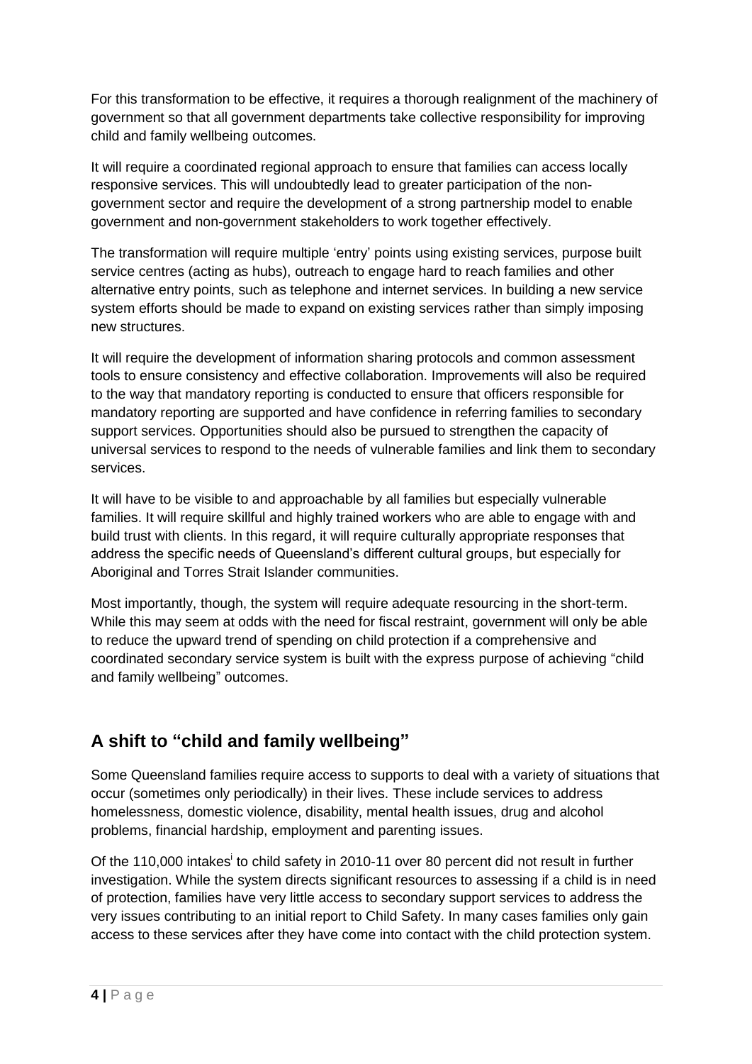For this transformation to be effective, it requires a thorough realignment of the machinery of government so that all government departments take collective responsibility for improving child and family wellbeing outcomes.

It will require a coordinated regional approach to ensure that families can access locally responsive services. This will undoubtedly lead to greater participation of the non-government sector and require the development of a strong partnership model to enable government and non-government stakeholders to work together effectively.

The transformation will require multiple 'entry' points using existing services, purpose built service centres (acting as hubs), outreach to engage hard to reach families and other alternative entry points, such as telephone and internet services. In building a new service system efforts should be made to expand on existing services rather than simply imposing new structures.

It will require the development of information sharing protocols and common assessment tools to ensure consistency and effective collaboration. Improvements will also be required to the way that mandatory reporting is conducted to ensure that officers responsible for mandatory reporting are supported and have confidence in referring families to secondary support services. Opportunities should also be pursued to strengthen the capacity of universal services to respond to the needs of vulnerable families and link them to secondary services.

It will have to be visible to and approachable by all families but especially vulnerable families. It will require skillful and highly trained workers who are able to engage with and build trust with clients. In this regard, it will require culturally appropriate responses that address the specific needs of Queensland's different cultural groups, but especially for Aboriginal and Torres Strait Islander communities.

Most importantly, though, the system will require adequate resourcing in the short-term. While this may seem at odds with the need for fiscal restraint, government will only be able to reduce the upward trend of spending on child protection if a comprehensive and coordinated secondary service system is built with the express purpose of achieving "child and family wellbeing" outcomes.

## A shift to "child and family wellbeing"

Some Queensland families require access to supports to deal with a variety of situations that occur (sometimes only periodically) in their lives. These include services to address homelessness, domestic violence, disability, mental health issues, drug and alcohol problems, financial hardship, employment and parenting issues.

Of the 110,000 intakes[i] to child safety in 2010-11 over 80 percent did not result in further investigation. While the system directs significant resources to assessing if a child is in need of protection, families have very little access to secondary support services to address the very issues contributing to an initial report to Child Safety. In many cases families only gain access to these services after they have come into contact with the child protection system.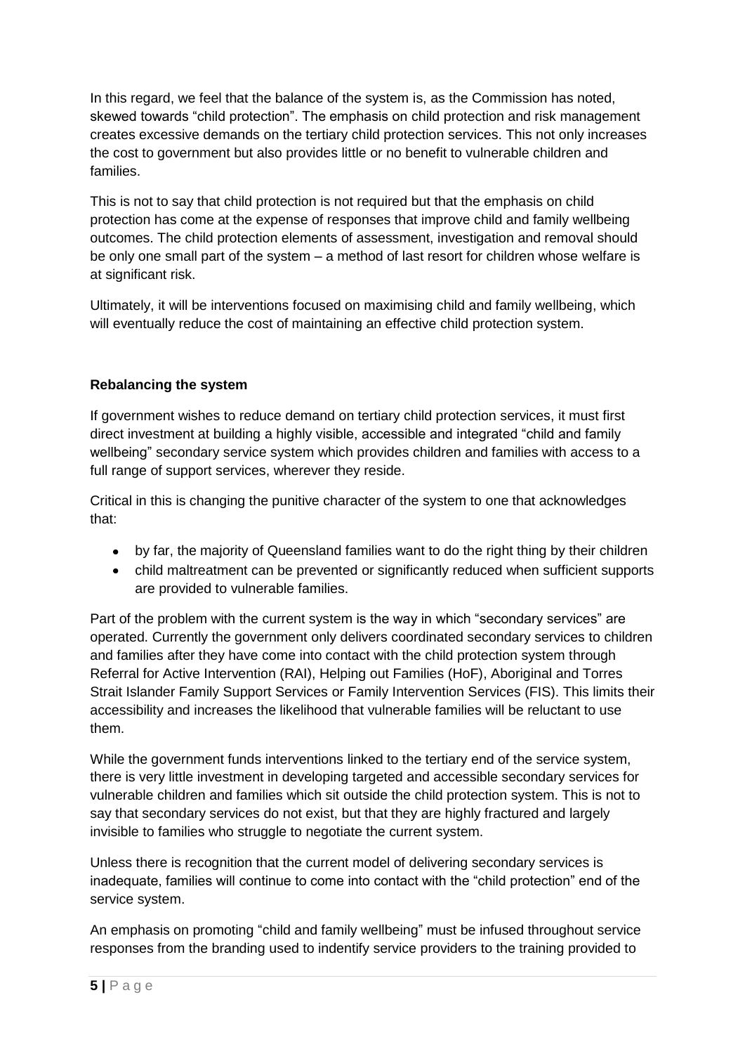In this regard, we feel that the balance of the system is, as the Commission has noted, skewed towards "child protection". The emphasis on child protection and risk management creates excessive demands on the tertiary child protection services. This not only increases the cost to government but also provides little or no benefit to vulnerable children and families.

This is not to say that child protection is not required but that the emphasis on child protection has come at the expense of responses that improve child and family wellbeing outcomes. The child protection elements of assessment, investigation and removal should be only one small part of the system – a method of last resort for children whose welfare is at significant risk.

Ultimately, it will be interventions focused on maximising child and family wellbeing, which will eventually reduce the cost of maintaining an effective child protection system.

**Rebalancing the system**

If government wishes to reduce demand on tertiary child protection services, it must first direct investment at building a highly visible, accessible and integrated "child and family wellbeing" secondary service system which provides children and families with access to a full range of support services, wherever they reside.

Critical in this is changing the punitive character of the system to one that acknowledges that:

- by far, the majority of Queensland families want to do the right thing by their children
- child maltreatment can be prevented or significantly reduced when sufficient supports are provided to vulnerable families.

Part of the problem with the current system is the way in which "secondary services" are operated. Currently the government only delivers coordinated secondary services to children and families after they have come into contact with the child protection system through Referral for Active Intervention (RAI), Helping out Families (HoF), Aboriginal and Torres Strait Islander Family Support Services or Family Intervention Services (FIS). This limits their accessibility and increases the likelihood that vulnerable families will be reluctant to use them.

While the government funds interventions linked to the tertiary end of the service system, there is very little investment in developing targeted and accessible secondary services for vulnerable children and families which sit outside the child protection system. This is not to say that secondary services do not exist, but that they are highly fractured and largely invisible to families who struggle to negotiate the current system.

Unless there is recognition that the current model of delivering secondary services is inadequate, families will continue to come into contact with the "child protection" end of the service system.

An emphasis on promoting "child and family wellbeing" must be infused throughout service responses from the branding used to indentify service providers to the training provided to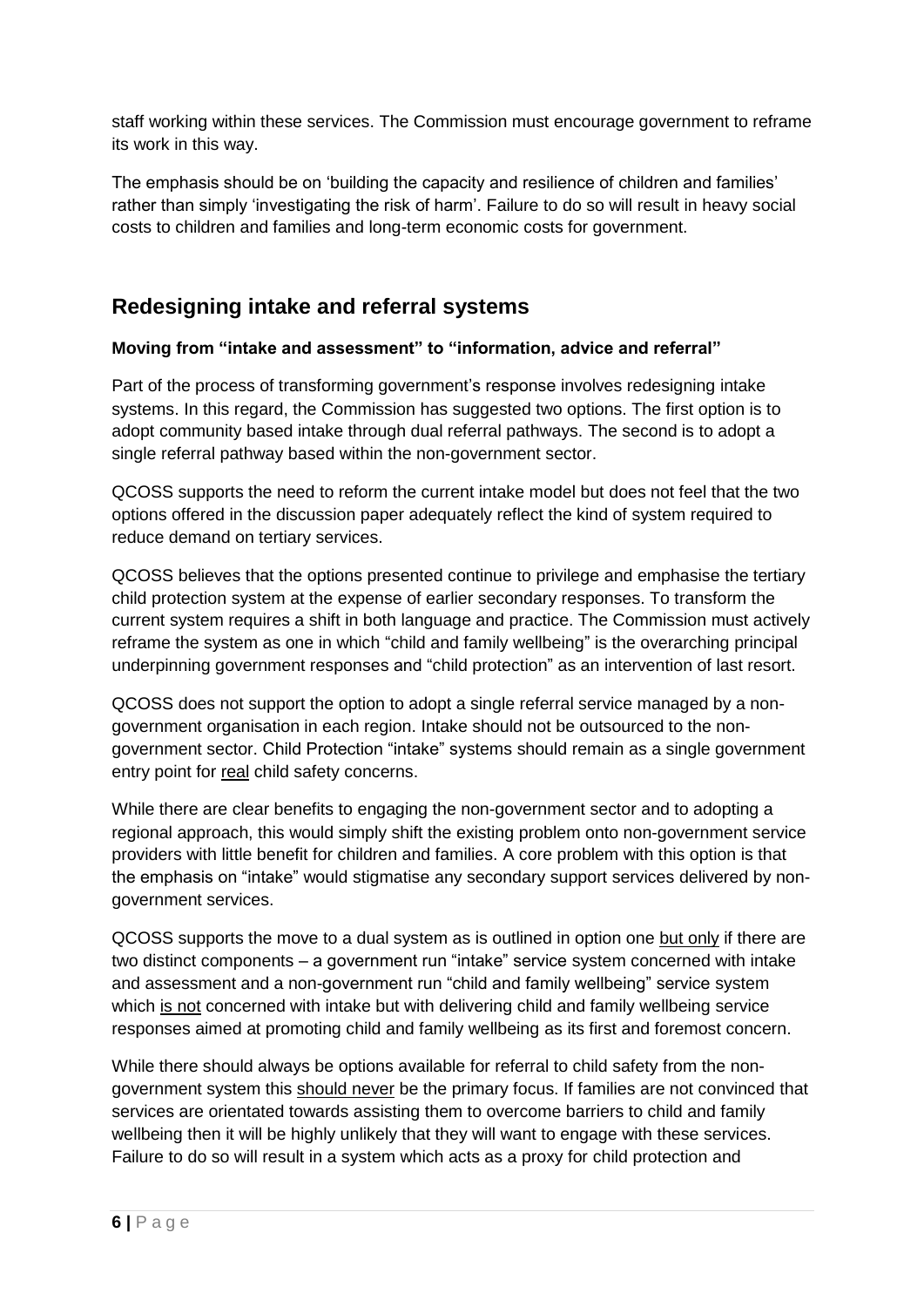staff working within these services. The Commission must encourage government to reframe its work in this way.

The emphasis should be on 'building the capacity and resilience of children and families' rather than simply 'investigating the risk of harm'. Failure to do so will result in heavy social costs to children and families and long-term economic costs for government.

## Redesigning intake and referral systems

**Moving from "intake and assessment" to "information, advice and referral"**

Part of the process of transforming government's response involves redesigning intake systems. In this regard, the Commission has suggested two options. The first option is to adopt community based intake through dual referral pathways. The second is to adopt a single referral pathway based within the non-government sector.

QCOSS supports the need to reform the current intake model but does not feel that the two options offered in the discussion paper adequately reflect the kind of system required to reduce demand on tertiary services.

QCOSS believes that the options presented continue to privilege and emphasise the tertiary child protection system at the expense of earlier secondary responses. To transform the current system requires a shift in both language and practice. The Commission must actively reframe the system as one in which "child and family wellbeing" is the overarching principal underpinning government responses and "child protection" as an intervention of last resort.

QCOSS does not support the option to adopt a single referral service managed by a non-government organisation in each region. Intake should not be outsourced to the non-government sector. Child Protection "intake" systems should remain as a single government entry point for <u>real</u> child safety concerns.

While there are clear benefits to engaging the non-government sector and to adopting a regional approach, this would simply shift the existing problem onto non-government service providers with little benefit for children and families. A core problem with this option is that the emphasis on "intake" would stigmatise any secondary support services delivered by non-government services.

QCOSS supports the move to a dual system as is outlined in option one <u>but only</u> if there are two distinct components – a government run "intake" service system concerned with intake and assessment and a non-government run "child and family wellbeing" service system which <u>is not</u> concerned with intake but with delivering child and family wellbeing service responses aimed at promoting child and family wellbeing as its first and foremost concern.

While there should always be options available for referral to child safety from the non-government system this <u>should never</u> be the primary focus. If families are not convinced that services are orientated towards assisting them to overcome barriers to child and family wellbeing then it will be highly unlikely that they will want to engage with these services. Failure to do so will result in a system which acts as a proxy for child protection and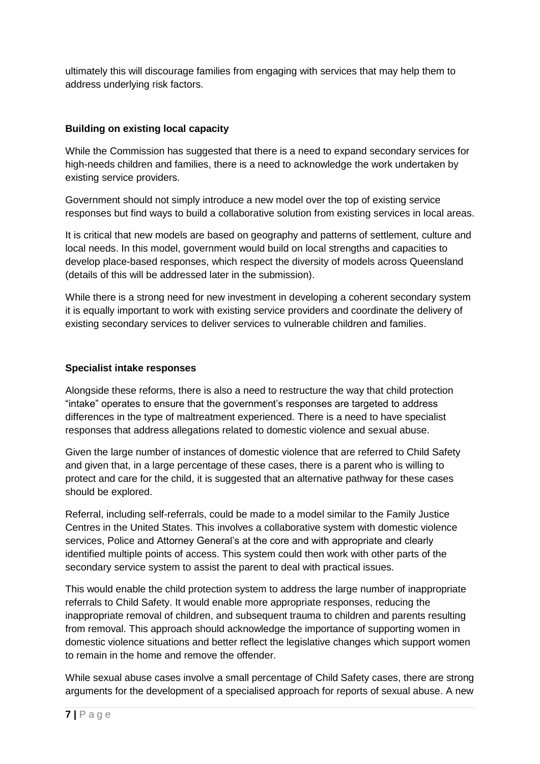ultimately this will discourage families from engaging with services that may help them to address underlying risk factors.

**Building on existing local capacity**

While the Commission has suggested that there is a need to expand secondary services for high-needs children and families, there is a need to acknowledge the work undertaken by existing service providers.

Government should not simply introduce a new model over the top of existing service responses but find ways to build a collaborative solution from existing services in local areas.

It is critical that new models are based on geography and patterns of settlement, culture and local needs. In this model, government would build on local strengths and capacities to develop place-based responses, which respect the diversity of models across Queensland (details of this will be addressed later in the submission).

While there is a strong need for new investment in developing a coherent secondary system it is equally important to work with existing service providers and coordinate the delivery of existing secondary services to deliver services to vulnerable children and families.

**Specialist intake responses**

Alongside these reforms, there is also a need to restructure the way that child protection "intake" operates to ensure that the government's responses are targeted to address differences in the type of maltreatment experienced. There is a need to have specialist responses that address allegations related to domestic violence and sexual abuse.

Given the large number of instances of domestic violence that are referred to Child Safety and given that, in a large percentage of these cases, there is a parent who is willing to protect and care for the child, it is suggested that an alternative pathway for these cases should be explored.

Referral, including self-referrals, could be made to a model similar to the Family Justice Centres in the United States. This involves a collaborative system with domestic violence services, Police and Attorney General's at the core and with appropriate and clearly identified multiple points of access. This system could then work with other parts of the secondary service system to assist the parent to deal with practical issues.

This would enable the child protection system to address the large number of inappropriate referrals to Child Safety. It would enable more appropriate responses, reducing the inappropriate removal of children, and subsequent trauma to children and parents resulting from removal. This approach should acknowledge the importance of supporting women in domestic violence situations and better reflect the legislative changes which support women to remain in the home and remove the offender.

While sexual abuse cases involve a small percentage of Child Safety cases, there are strong arguments for the development of a specialised approach for reports of sexual abuse. A new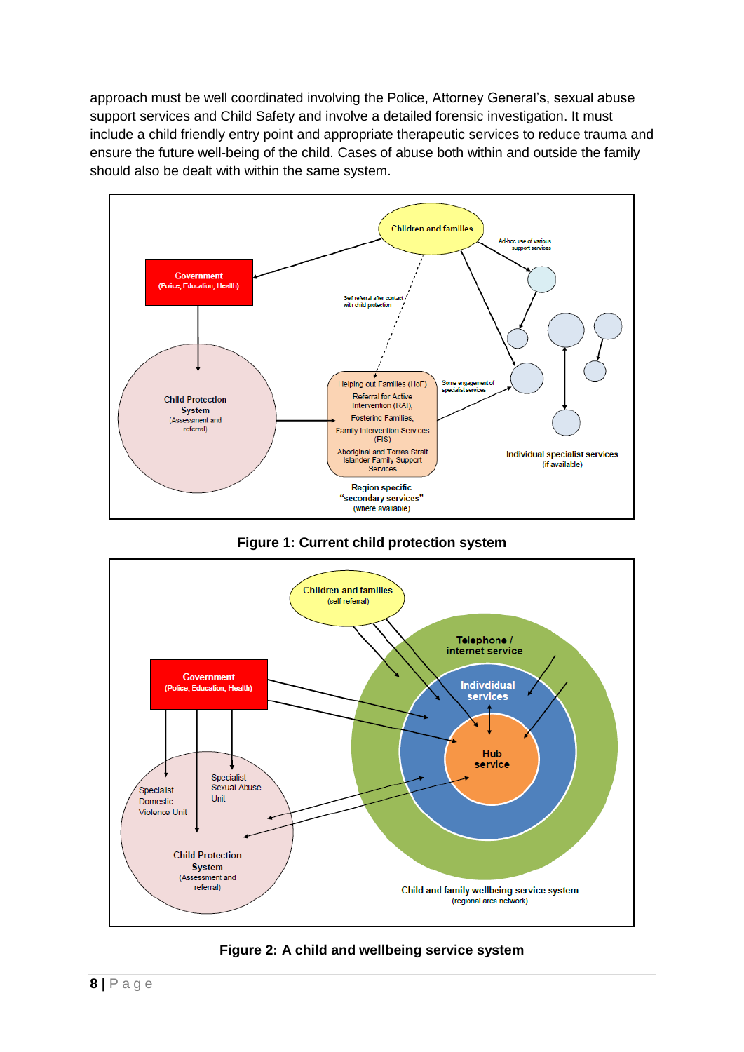approach must be well coordinated involving the Police, Attorney General's, sexual abuse support services and Child Safety and involve a detailed forensic investigation. It must include a child friendly entry point and appropriate therapeutic services to reduce trauma and ensure the future well-being of the child. Cases of abuse both within and outside the family should also be dealt with within the same system.

**Figure 1: Current child protection system**

**Figure 2: A child and wellbeing service system**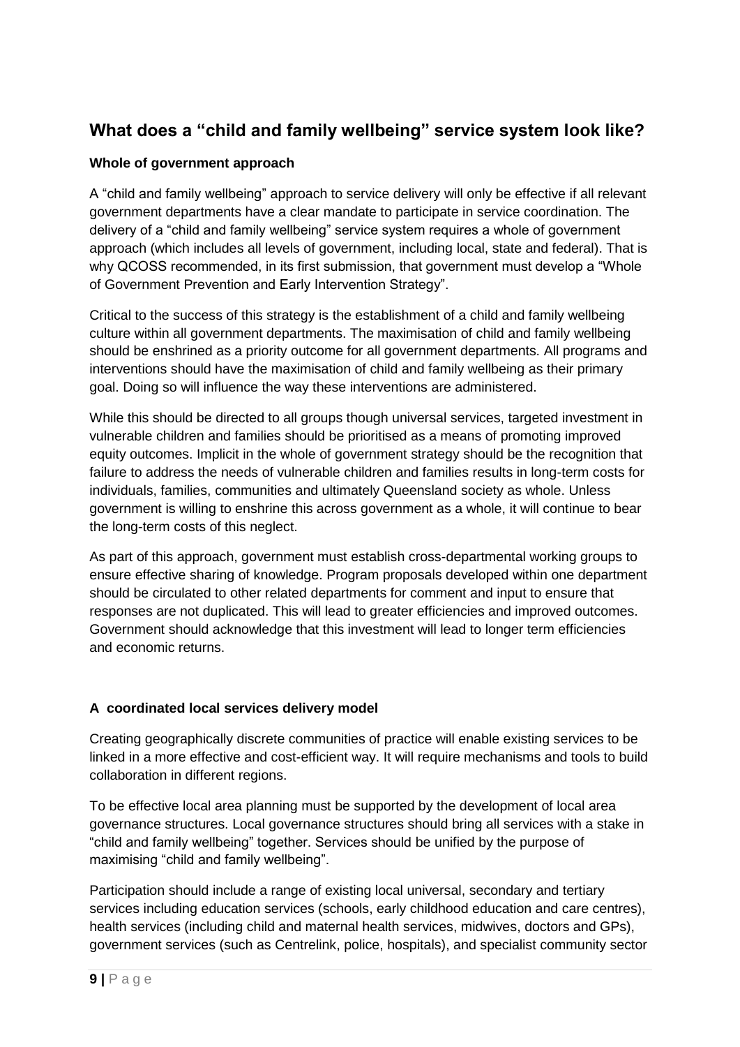## What does a "child and family wellbeing" service system look like?

### Whole of government approach

A "child and family wellbeing" approach to service delivery will only be effective if all relevant government departments have a clear mandate to participate in service coordination. The delivery of a "child and family wellbeing" service system requires a whole of government approach (which includes all levels of government, including local, state and federal). That is why QCOSS recommended, in its first submission, that government must develop a "Whole of Government Prevention and Early Intervention Strategy".

Critical to the success of this strategy is the establishment of a child and family wellbeing culture within all government departments. The maximisation of child and family wellbeing should be enshrined as a priority outcome for all government departments. All programs and interventions should have the maximisation of child and family wellbeing as their primary goal. Doing so will influence the way these interventions are administered.

While this should be directed to all groups though universal services, targeted investment in vulnerable children and families should be prioritised as a means of promoting improved equity outcomes. Implicit in the whole of government strategy should be the recognition that failure to address the needs of vulnerable children and families results in long-term costs for individuals, families, communities and ultimately Queensland society as whole. Unless government is willing to enshrine this across government as a whole, it will continue to bear the long-term costs of this neglect.

As part of this approach, government must establish cross-departmental working groups to ensure effective sharing of knowledge. Program proposals developed within one department should be circulated to other related departments for comment and input to ensure that responses are not duplicated. This will lead to greater efficiencies and improved outcomes. Government should acknowledge that this investment will lead to longer term efficiencies and economic returns.

### A coordinated local services delivery model

Creating geographically discrete communities of practice will enable existing services to be linked in a more effective and cost-efficient way. It will require mechanisms and tools to build collaboration in different regions.

To be effective local area planning must be supported by the development of local area governance structures. Local governance structures should bring all services with a stake in "child and family wellbeing" together. Services should be unified by the purpose of maximising "child and family wellbeing".

Participation should include a range of existing local universal, secondary and tertiary services including education services (schools, early childhood education and care centres), health services (including child and maternal health services, midwives, doctors and GPs), government services (such as Centrelink, police, hospitals), and specialist community sector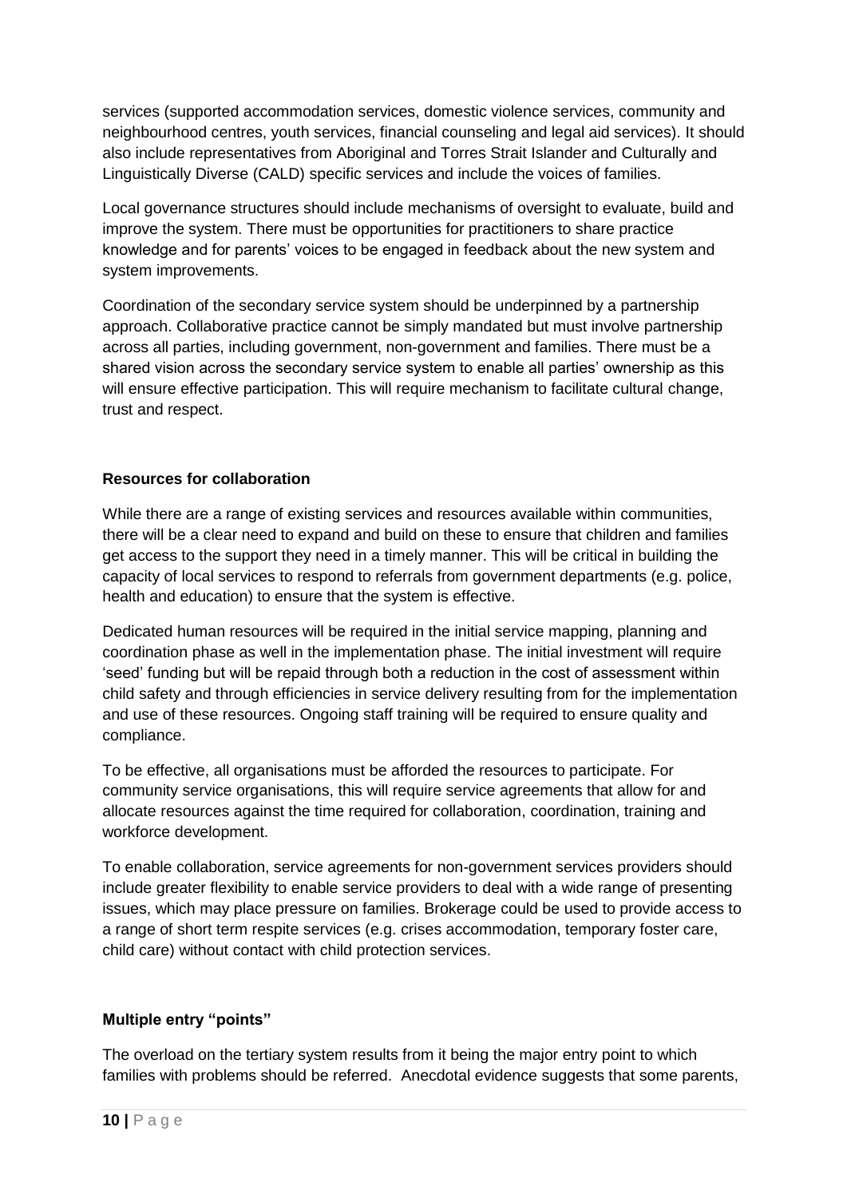services (supported accommodation services, domestic violence services, community and neighbourhood centres, youth services, financial counseling and legal aid services). It should also include representatives from Aboriginal and Torres Strait Islander and Culturally and Linguistically Diverse (CALD) specific services and include the voices of families.

Local governance structures should include mechanisms of oversight to evaluate, build and improve the system. There must be opportunities for practitioners to share practice knowledge and for parents' voices to be engaged in feedback about the new system and system improvements.

Coordination of the secondary service system should be underpinned by a partnership approach. Collaborative practice cannot be simply mandated but must involve partnership across all parties, including government, non-government and families. There must be a shared vision across the secondary service system to enable all parties' ownership as this will ensure effective participation. This will require mechanism to facilitate cultural change, trust and respect.

**Resources for collaboration**

While there are a range of existing services and resources available within communities, there will be a clear need to expand and build on these to ensure that children and families get access to the support they need in a timely manner. This will be critical in building the capacity of local services to respond to referrals from government departments (e.g. police, health and education) to ensure that the system is effective.

Dedicated human resources will be required in the initial service mapping, planning and coordination phase as well in the implementation phase. The initial investment will require 'seed' funding but will be repaid through both a reduction in the cost of assessment within child safety and through efficiencies in service delivery resulting from for the implementation and use of these resources. Ongoing staff training will be required to ensure quality and compliance.

To be effective, all organisations must be afforded the resources to participate. For community service organisations, this will require service agreements that allow for and allocate resources against the time required for collaboration, coordination, training and workforce development.

To enable collaboration, service agreements for non-government services providers should include greater flexibility to enable service providers to deal with a wide range of presenting issues, which may place pressure on families. Brokerage could be used to provide access to a range of short term respite services (e.g. crises accommodation, temporary foster care, child care) without contact with child protection services.

**Multiple entry "points"**

The overload on the tertiary system results from it being the major entry point to which families with problems should be referred. Anecdotal evidence suggests that some parents,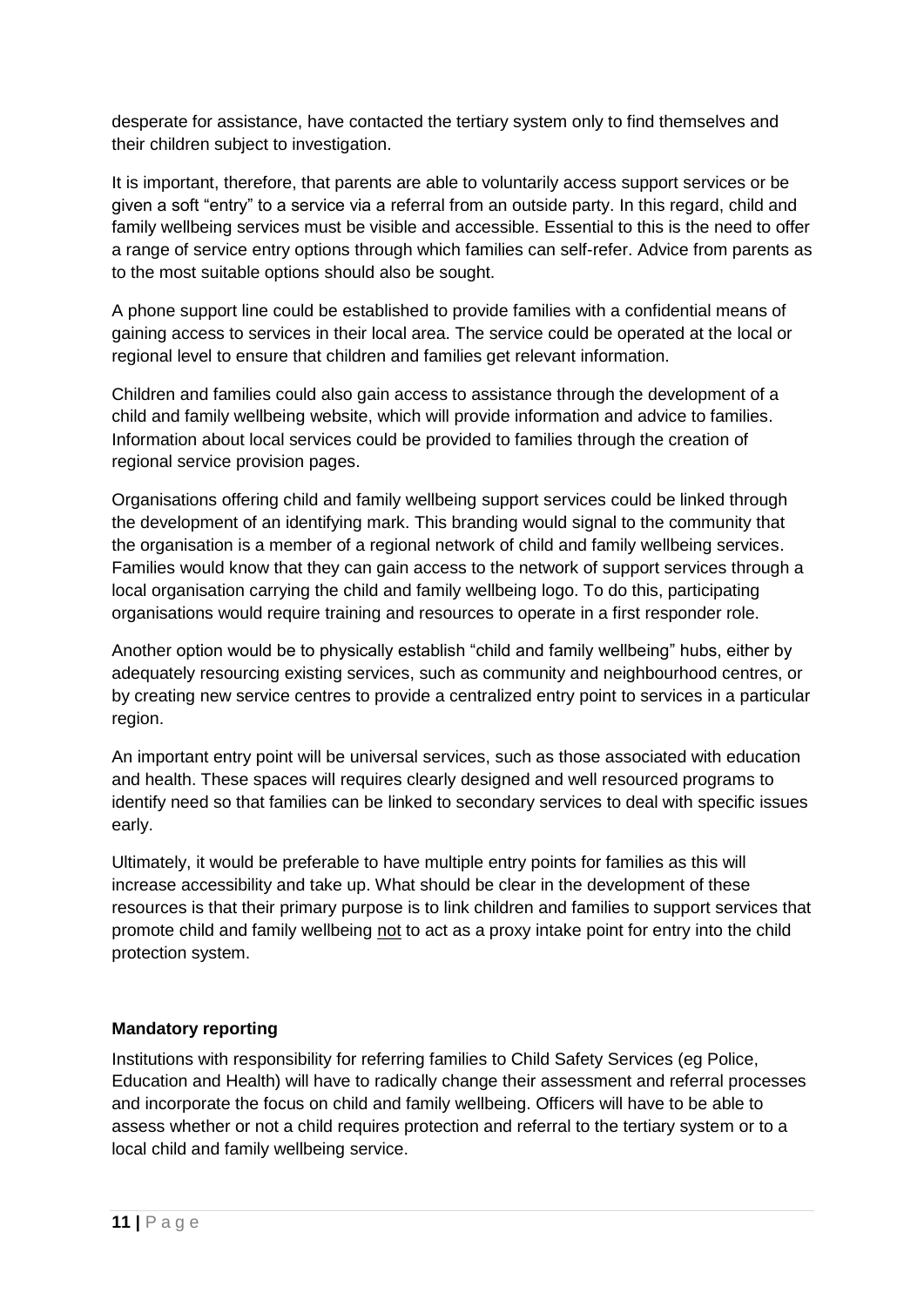desperate for assistance, have contacted the tertiary system only to find themselves and their children subject to investigation.

It is important, therefore, that parents are able to voluntarily access support services or be given a soft "entry" to a service via a referral from an outside party. In this regard, child and family wellbeing services must be visible and accessible. Essential to this is the need to offer a range of service entry options through which families can self-refer. Advice from parents as to the most suitable options should also be sought.

A phone support line could be established to provide families with a confidential means of gaining access to services in their local area. The service could be operated at the local or regional level to ensure that children and families get relevant information.

Children and families could also gain access to assistance through the development of a child and family wellbeing website, which will provide information and advice to families. Information about local services could be provided to families through the creation of regional service provision pages.

Organisations offering child and family wellbeing support services could be linked through the development of an identifying mark. This branding would signal to the community that the organisation is a member of a regional network of child and family wellbeing services. Families would know that they can gain access to the network of support services through a local organisation carrying the child and family wellbeing logo. To do this, participating organisations would require training and resources to operate in a first responder role.

Another option would be to physically establish "child and family wellbeing" hubs, either by adequately resourcing existing services, such as community and neighbourhood centres, or by creating new service centres to provide a centralized entry point to services in a particular region.

An important entry point will be universal services, such as those associated with education and health. These spaces will requires clearly designed and well resourced programs to identify need so that families can be linked to secondary services to deal with specific issues early.

Ultimately, it would be preferable to have multiple entry points for families as this will increase accessibility and take up. What should be clear in the development of these resources is that their primary purpose is to link children and families to support services that promote child and family wellbeing not to act as a proxy intake point for entry into the child protection system.

**Mandatory reporting**

Institutions with responsibility for referring families to Child Safety Services (eg Police, Education and Health) will have to radically change their assessment and referral processes and incorporate the focus on child and family wellbeing. Officers will have to be able to assess whether or not a child requires protection and referral to the tertiary system or to a local child and family wellbeing service.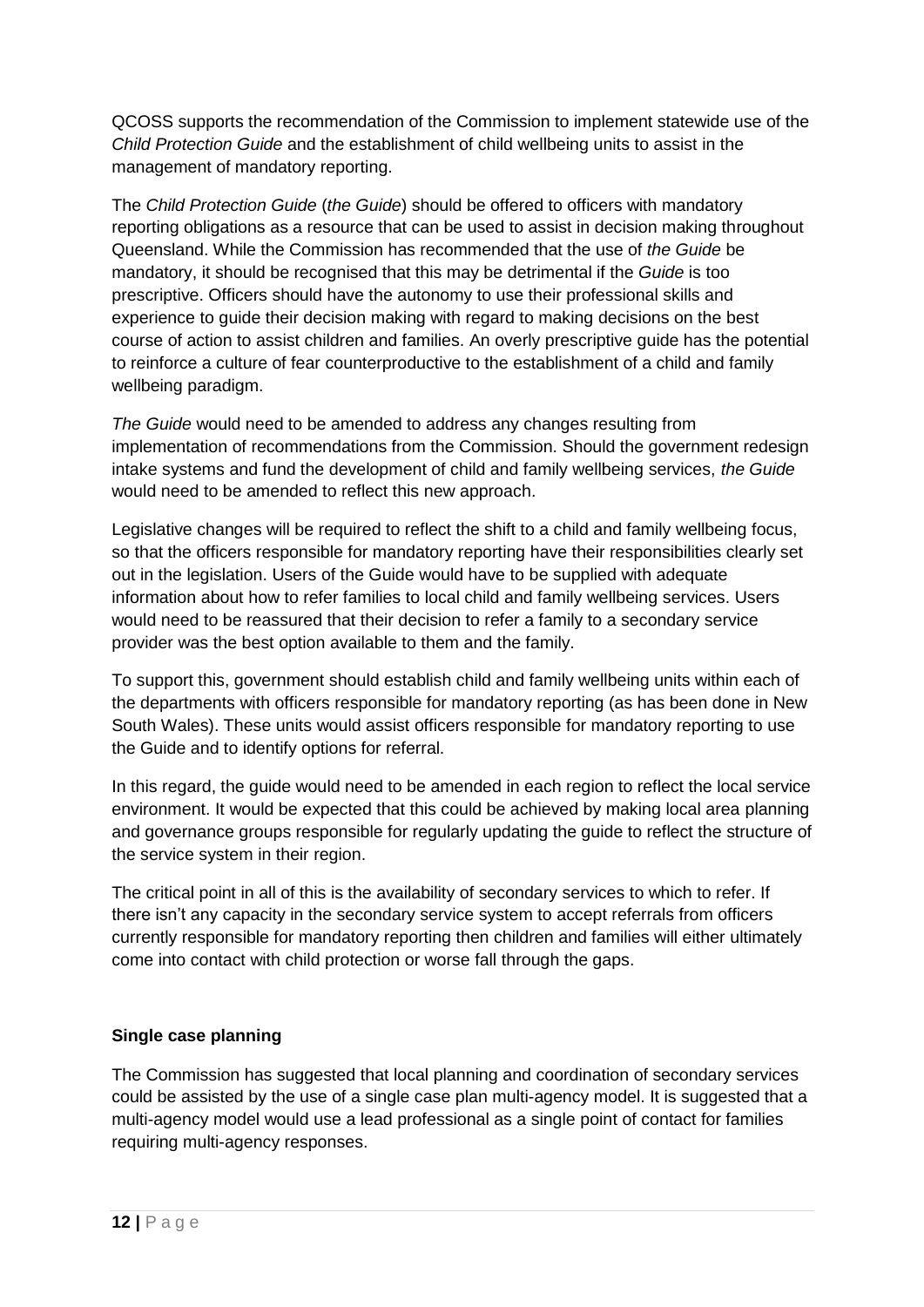QCOSS supports the recommendation of the Commission to implement statewide use of the *Child Protection Guide* and the establishment of child wellbeing units to assist in the management of mandatory reporting.

The *Child Protection Guide* (*the Guide*) should be offered to officers with mandatory reporting obligations as a resource that can be used to assist in decision making throughout Queensland. While the Commission has recommended that the use of *the Guide* be mandatory, it should be recognised that this may be detrimental if the *Guide* is too prescriptive. Officers should have the autonomy to use their professional skills and experience to guide their decision making with regard to making decisions on the best course of action to assist children and families. An overly prescriptive guide has the potential to reinforce a culture of fear counterproductive to the establishment of a child and family wellbeing paradigm.

*The Guide* would need to be amended to address any changes resulting from implementation of recommendations from the Commission. Should the government redesign intake systems and fund the development of child and family wellbeing services, *the Guide* would need to be amended to reflect this new approach.

Legislative changes will be required to reflect the shift to a child and family wellbeing focus, so that the officers responsible for mandatory reporting have their responsibilities clearly set out in the legislation. Users of the Guide would have to be supplied with adequate information about how to refer families to local child and family wellbeing services. Users would need to be reassured that their decision to refer a family to a secondary service provider was the best option available to them and the family.

To support this, government should establish child and family wellbeing units within each of the departments with officers responsible for mandatory reporting (as has been done in New South Wales). These units would assist officers responsible for mandatory reporting to use the Guide and to identify options for referral.

In this regard, the guide would need to be amended in each region to reflect the local service environment. It would be expected that this could be achieved by making local area planning and governance groups responsible for regularly updating the guide to reflect the structure of the service system in their region.

The critical point in all of this is the availability of secondary services to which to refer. If there isn't any capacity in the secondary service system to accept referrals from officers currently responsible for mandatory reporting then children and families will either ultimately come into contact with child protection or worse fall through the gaps.

**Single case planning**

The Commission has suggested that local planning and coordination of secondary services could be assisted by the use of a single case plan multi-agency model. It is suggested that a multi-agency model would use a lead professional as a single point of contact for families requiring multi-agency responses.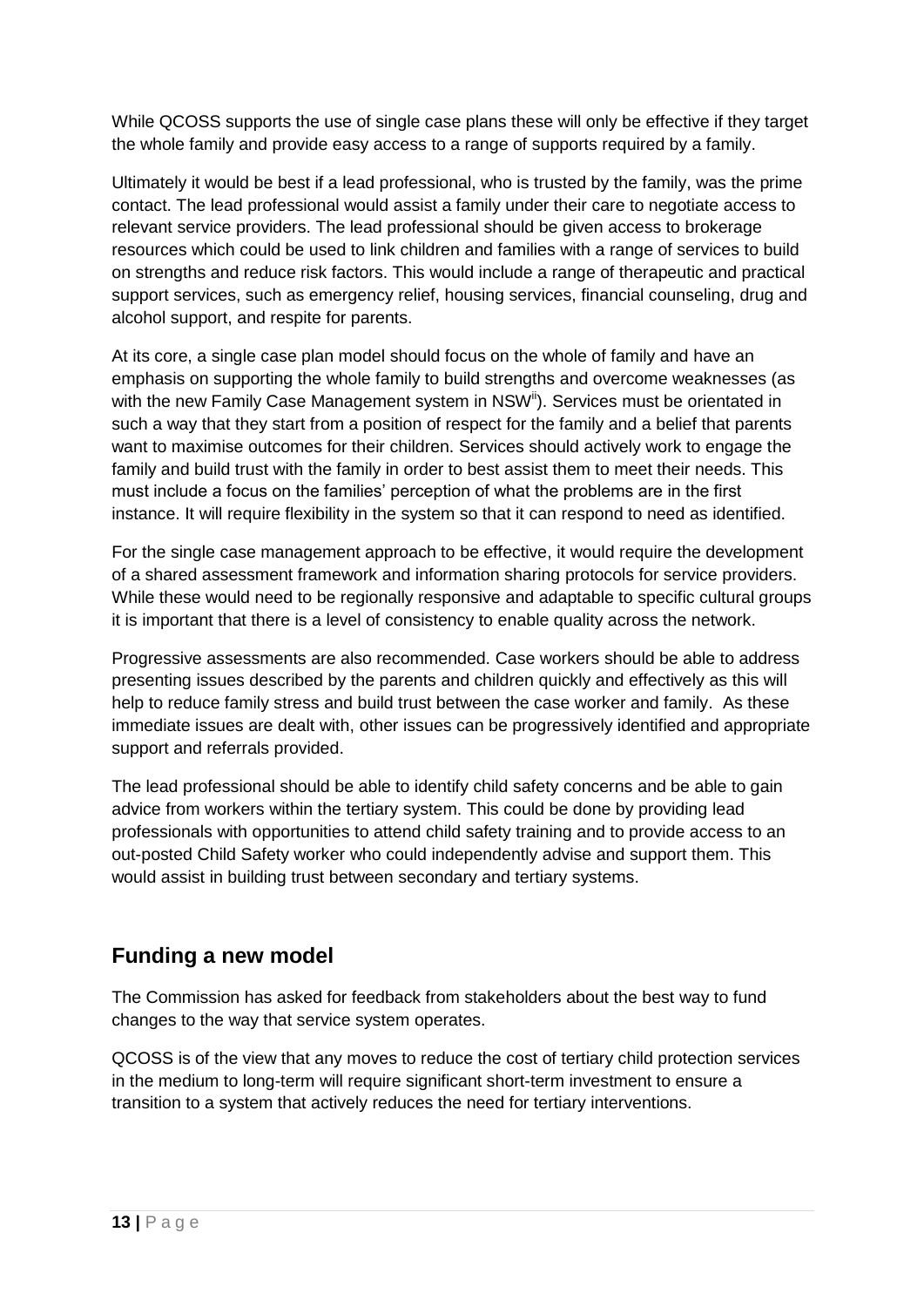While QCOSS supports the use of single case plans these will only be effective if they target the whole family and provide easy access to a range of supports required by a family.

Ultimately it would be best if a lead professional, who is trusted by the family, was the prime contact. The lead professional would assist a family under their care to negotiate access to relevant service providers. The lead professional should be given access to brokerage resources which could be used to link children and families with a range of services to build on strengths and reduce risk factors. This would include a range of therapeutic and practical support services, such as emergency relief, housing services, financial counseling, drug and alcohol support, and respite for parents.

At its core, a single case plan model should focus on the whole of family and have an emphasis on supporting the whole family to build strengths and overcome weaknesses (as with the new Family Case Management system in NSW[ii]). Services must be orientated in such a way that they start from a position of respect for the family and a belief that parents want to maximise outcomes for their children. Services should actively work to engage the family and build trust with the family in order to best assist them to meet their needs. This must include a focus on the families' perception of what the problems are in the first instance. It will require flexibility in the system so that it can respond to need as identified.

For the single case management approach to be effective, it would require the development of a shared assessment framework and information sharing protocols for service providers. While these would need to be regionally responsive and adaptable to specific cultural groups it is important that there is a level of consistency to enable quality across the network.

Progressive assessments are also recommended. Case workers should be able to address presenting issues described by the parents and children quickly and effectively as this will help to reduce family stress and build trust between the case worker and family. As these immediate issues are dealt with, other issues can be progressively identified and appropriate support and referrals provided.

The lead professional should be able to identify child safety concerns and be able to gain advice from workers within the tertiary system. This could be done by providing lead professionals with opportunities to attend child safety training and to provide access to an out-posted Child Safety worker who could independently advise and support them. This would assist in building trust between secondary and tertiary systems.

## Funding a new model

The Commission has asked for feedback from stakeholders about the best way to fund changes to the way that service system operates.

QCOSS is of the view that any moves to reduce the cost of tertiary child protection services in the medium to long-term will require significant short-term investment to ensure a transition to a system that actively reduces the need for tertiary interventions.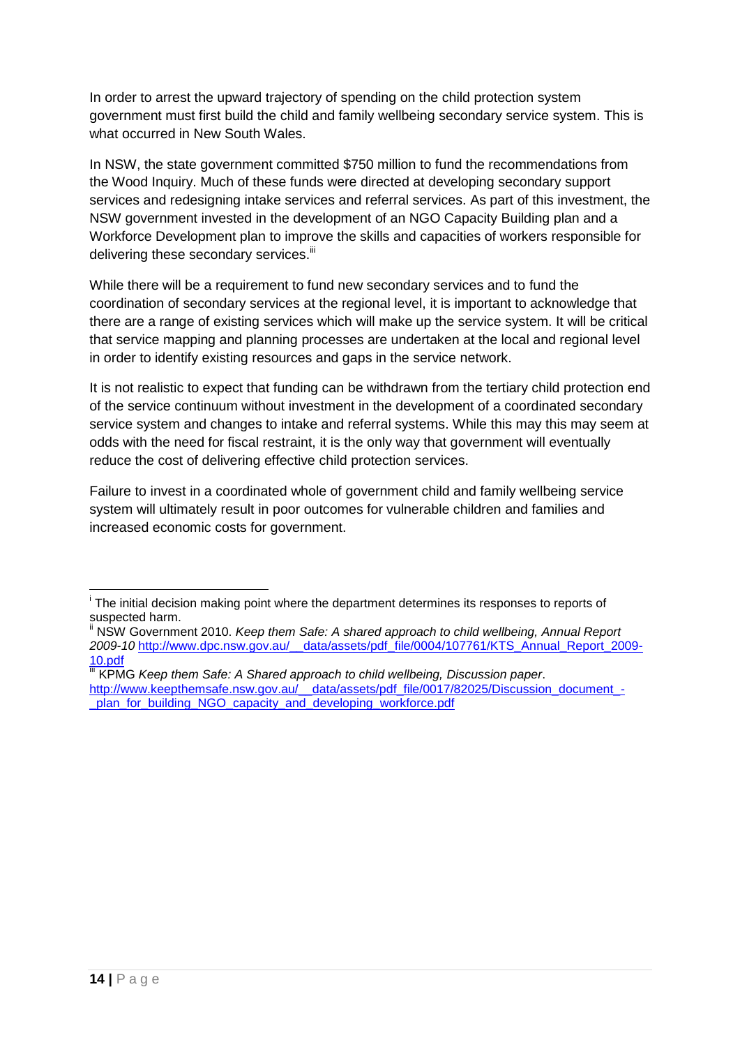In order to arrest the upward trajectory of spending on the child protection system government must first build the child and family wellbeing secondary service system. This is what occurred in New South Wales.

In NSW, the state government committed $750 million to fund the recommendations from the Wood Inquiry. Much of these funds were directed at developing secondary support services and redesigning intake services and referral services. As part of this investment, the NSW government invested in the development of an NGO Capacity Building plan and a Workforce Development plan to improve the skills and capacities of workers responsible for delivering these secondary services.[iii]

While there will be a requirement to fund new secondary services and to fund the coordination of secondary services at the regional level, it is important to acknowledge that there are a range of existing services which will make up the service system. It will be critical that service mapping and planning processes are undertaken at the local and regional level in order to identify existing resources and gaps in the service network.

It is not realistic to expect that funding can be withdrawn from the tertiary child protection end of the service continuum without investment in the development of a coordinated secondary service system and changes to intake and referral systems. While this may this may seem at odds with the need for fiscal restraint, it is the only way that government will eventually reduce the cost of delivering effective child protection services.

Failure to invest in a coordinated whole of government child and family wellbeing service system will ultimately result in poor outcomes for vulnerable children and families and increased economic costs for government.

---

[i] The initial decision making point where the department determines its responses to reports of suspected harm.

[ii] NSW Government 2010. *Keep them Safe: A shared approach to child wellbeing, Annual Report 2009-10* http://www.dpc.nsw.gov.au/__data/assets/pdf_file/0004/107761/KTS_Annual_Report_2009-10.pdf

[iii] KPMG *Keep them Safe: A Shared approach to child wellbeing, Discussion paper*. http://www.keepthemsafe.nsw.gov.au/__data/assets/pdf_file/0017/82025/Discussion_document_-_plan_for_building_NGO_capacity_and_developing_workforce.pdf